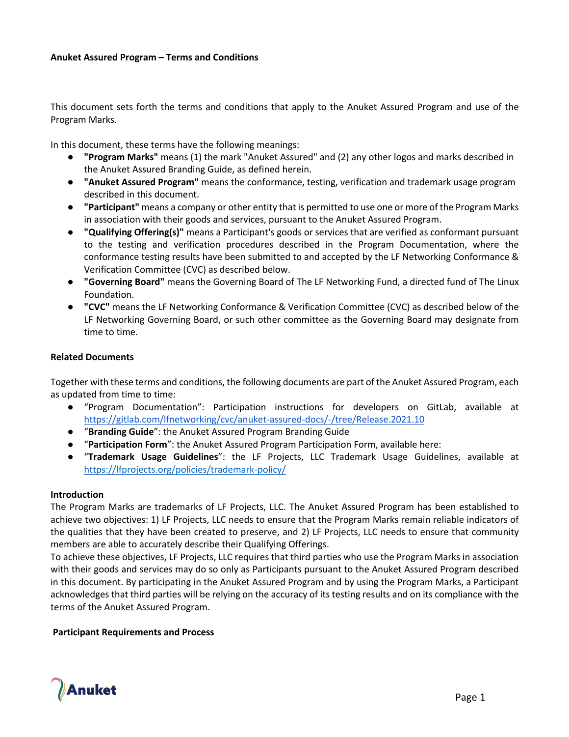**Anuket Assured Program – Terms and Conditions**

This document sets forth the terms and conditions that apply to the Anuket Assured Program and use of the Program Marks.

In this document, these terms have the following meanings:

- **"Program Marks"** means (1) the mark "Anuket Assured" and (2) any other logos and marks described in the Anuket Assured Branding Guide, as defined herein.
- **"Anuket Assured Program"** means the conformance, testing, verification and trademark usage program described in this document.
- **"Participant"** means a company or other entity that is permitted to use one or more of the Program Marks in association with their goods and services, pursuant to the Anuket Assured Program.
- **"Qualifying Offering(s)"** means a Participant's goods or services that are verified as conformant pursuant to the testing and verification procedures described in the Program Documentation, where the conformance testing results have been submitted to and accepted by the LF Networking Conformance & Verification Committee (CVC) as described below.
- **"Governing Board"** means the Governing Board of The LF Networking Fund, a directed fund of The Linux Foundation.
- **"CVC"** means the LF Networking Conformance & Verification Committee (CVC) as described below of the LF Networking Governing Board, or such other committee as the Governing Board may designate from time to time.

**Related Documents**

Together with these terms and conditions, the following documents are part of the Anuket Assured Program, each as updated from time to time:

- "Program Documentation": Participation instructions for developers on GitLab, available at https://gitlab.com/lfnetworking/cvc/anuket-assured-docs/-/tree/Release.2021.10
- "**Branding Guide**": the Anuket Assured Program Branding Guide
- "**Participation Form**": the Anuket Assured Program Participation Form, available here:
- "**Trademark Usage Guidelines**": the LF Projects, LLC Trademark Usage Guidelines, available at https://lfprojects.org/policies/trademark-policy/

**Introduction**

The Program Marks are trademarks of LF Projects, LLC. The Anuket Assured Program has been established to achieve two objectives: 1) LF Projects, LLC needs to ensure that the Program Marks remain reliable indicators of the qualities that they have been created to preserve, and 2) LF Projects, LLC needs to ensure that community members are able to accurately describe their Qualifying Offerings.

To achieve these objectives, LF Projects, LLC requires that third parties who use the Program Marks in association with their goods and services may do so only as Participants pursuant to the Anuket Assured Program described in this document. By participating in the Anuket Assured Program and by using the Program Marks, a Participant acknowledges that third parties will be relying on the accuracy of its testing results and on its compliance with the terms of the Anuket Assured Program.

**Participant Requirements and Process**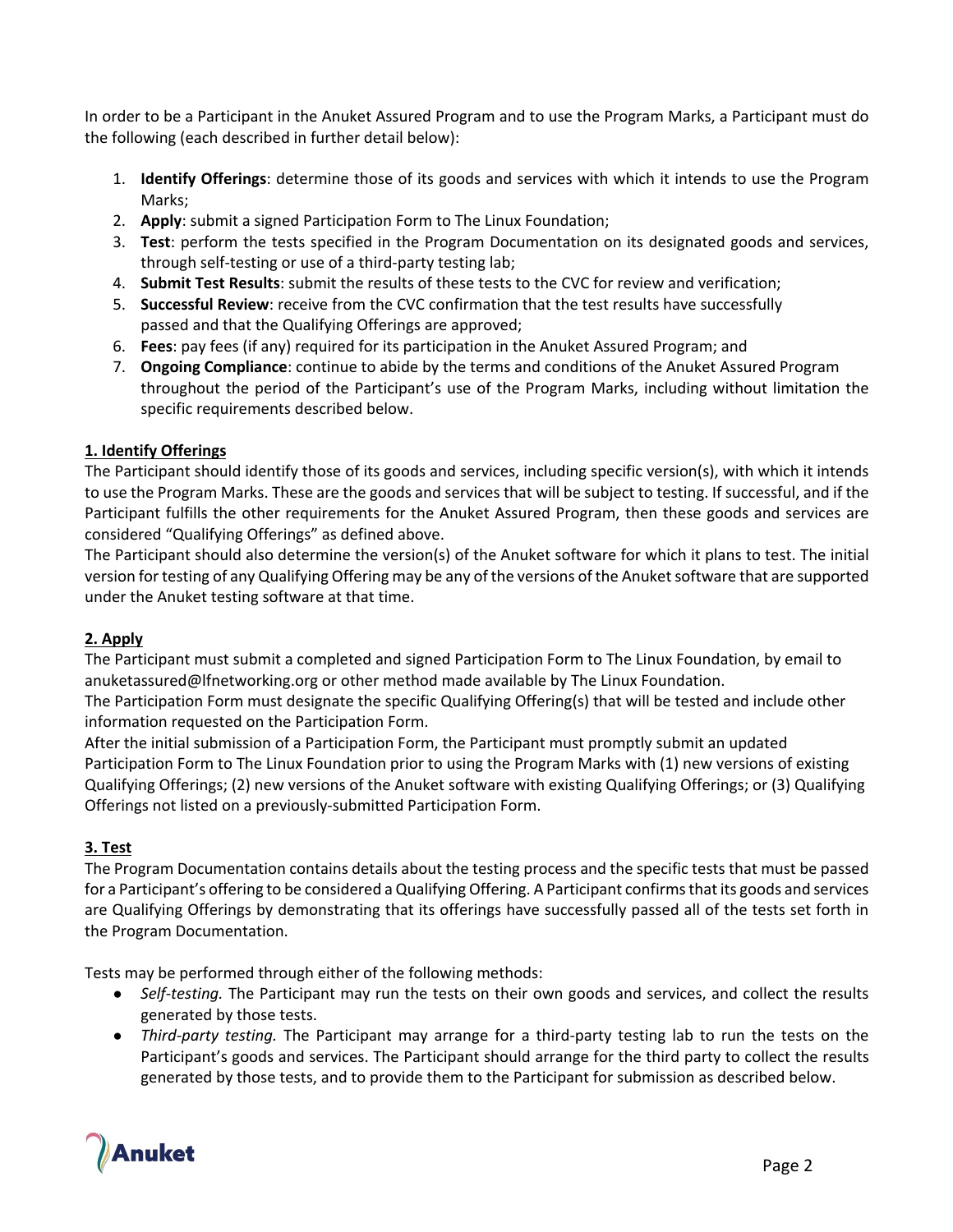In order to be a Participant in the Anuket Assured Program and to use the Program Marks, a Participant must do the following (each described in further detail below):

1. **Identify Offerings**: determine those of its goods and services with which it intends to use the Program Marks;
2. **Apply**: submit a signed Participation Form to The Linux Foundation;
3. **Test**: perform the tests specified in the Program Documentation on its designated goods and services, through self-testing or use of a third-party testing lab;
4. **Submit Test Results**: submit the results of these tests to the CVC for review and verification;
5. **Successful Review**: receive from the CVC confirmation that the test results have successfully passed and that the Qualifying Offerings are approved;
6. **Fees**: pay fees (if any) required for its participation in the Anuket Assured Program; and
7. **Ongoing Compliance**: continue to abide by the terms and conditions of the Anuket Assured Program throughout the period of the Participant's use of the Program Marks, including without limitation the specific requirements described below.

**<u>1. Identify Offerings</u>**

The Participant should identify those of its goods and services, including specific version(s), with which it intends to use the Program Marks. These are the goods and services that will be subject to testing. If successful, and if the Participant fulfills the other requirements for the Anuket Assured Program, then these goods and services are considered "Qualifying Offerings" as defined above.

The Participant should also determine the version(s) of the Anuket software for which it plans to test. The initial version for testing of any Qualifying Offering may be any of the versions of the Anuket software that are supported under the Anuket testing software at that time.

**<u>2. Apply</u>**

The Participant must submit a completed and signed Participation Form to The Linux Foundation, by email to anuketassured@lfnetworking.org or other method made available by The Linux Foundation.

The Participation Form must designate the specific Qualifying Offering(s) that will be tested and include other information requested on the Participation Form.

After the initial submission of a Participation Form, the Participant must promptly submit an updated Participation Form to The Linux Foundation prior to using the Program Marks with (1) new versions of existing Qualifying Offerings; (2) new versions of the Anuket software with existing Qualifying Offerings; or (3) Qualifying Offerings not listed on a previously-submitted Participation Form.

**<u>3. Test</u>**

The Program Documentation contains details about the testing process and the specific tests that must be passed for a Participant's offering to be considered a Qualifying Offering. A Participant confirms that its goods and services are Qualifying Offerings by demonstrating that its offerings have successfully passed all of the tests set forth in the Program Documentation.

Tests may be performed through either of the following methods:

- *Self-testing.* The Participant may run the tests on their own goods and services, and collect the results generated by those tests.
- *Third-party testing.* The Participant may arrange for a third-party testing lab to run the tests on the Participant's goods and services. The Participant should arrange for the third party to collect the results generated by those tests, and to provide them to the Participant for submission as described below.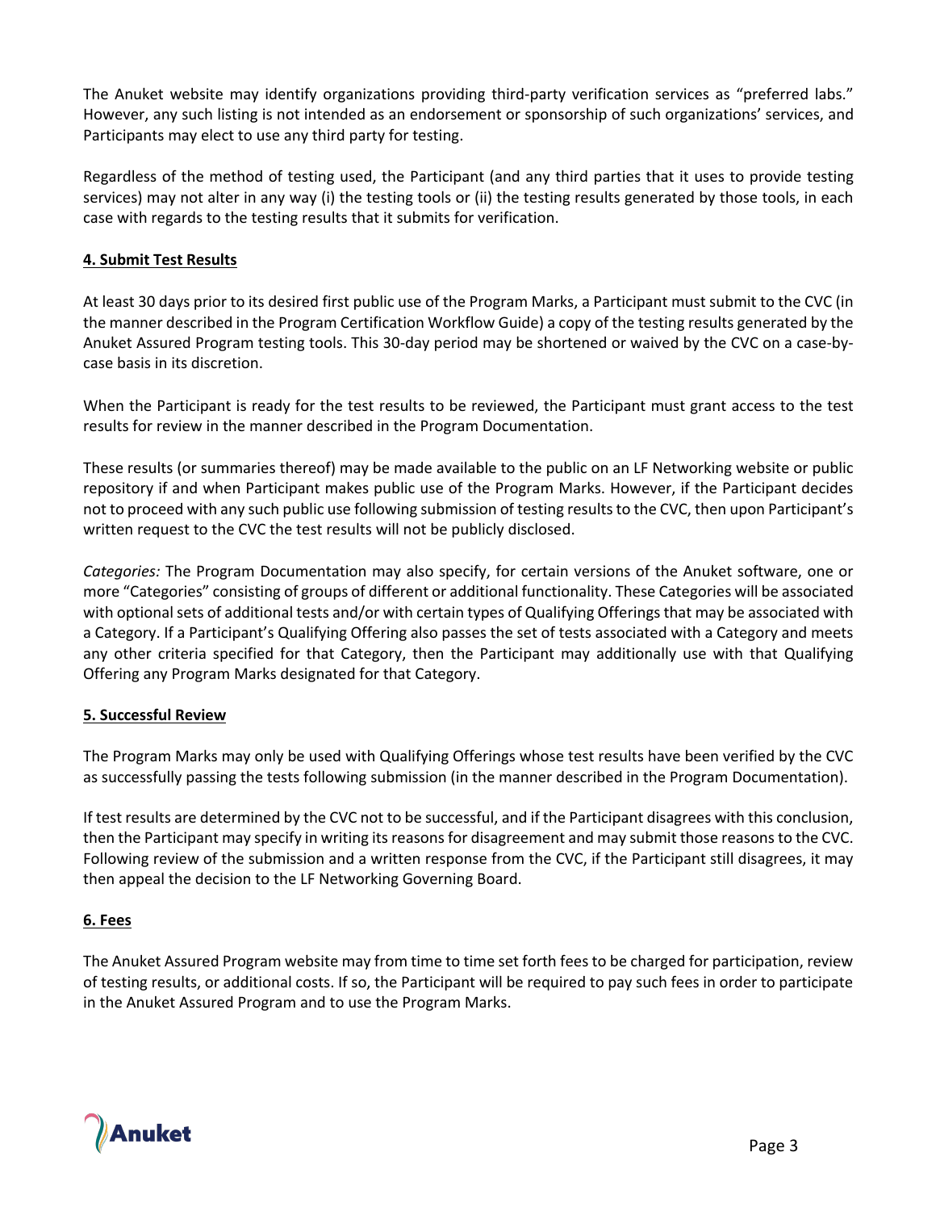The Anuket website may identify organizations providing third-party verification services as "preferred labs." However, any such listing is not intended as an endorsement or sponsorship of such organizations' services, and Participants may elect to use any third party for testing.

Regardless of the method of testing used, the Participant (and any third parties that it uses to provide testing services) may not alter in any way (i) the testing tools or (ii) the testing results generated by those tools, in each case with regards to the testing results that it submits for verification.

## 4. Submit Test Results

At least 30 days prior to its desired first public use of the Program Marks, a Participant must submit to the CVC (in the manner described in the Program Certification Workflow Guide) a copy of the testing results generated by the Anuket Assured Program testing tools. This 30-day period may be shortened or waived by the CVC on a case-by-case basis in its discretion.

When the Participant is ready for the test results to be reviewed, the Participant must grant access to the test results for review in the manner described in the Program Documentation.

These results (or summaries thereof) may be made available to the public on an LF Networking website or public repository if and when Participant makes public use of the Program Marks. However, if the Participant decides not to proceed with any such public use following submission of testing results to the CVC, then upon Participant's written request to the CVC the test results will not be publicly disclosed.

*Categories:* The Program Documentation may also specify, for certain versions of the Anuket software, one or more "Categories" consisting of groups of different or additional functionality. These Categories will be associated with optional sets of additional tests and/or with certain types of Qualifying Offerings that may be associated with a Category. If a Participant's Qualifying Offering also passes the set of tests associated with a Category and meets any other criteria specified for that Category, then the Participant may additionally use with that Qualifying Offering any Program Marks designated for that Category.

## 5. Successful Review

The Program Marks may only be used with Qualifying Offerings whose test results have been verified by the CVC as successfully passing the tests following submission (in the manner described in the Program Documentation).

If test results are determined by the CVC not to be successful, and if the Participant disagrees with this conclusion, then the Participant may specify in writing its reasons for disagreement and may submit those reasons to the CVC. Following review of the submission and a written response from the CVC, if the Participant still disagrees, it may then appeal the decision to the LF Networking Governing Board.

## 6. Fees

The Anuket Assured Program website may from time to time set forth fees to be charged for participation, review of testing results, or additional costs. If so, the Participant will be required to pay such fees in order to participate in the Anuket Assured Program and to use the Program Marks.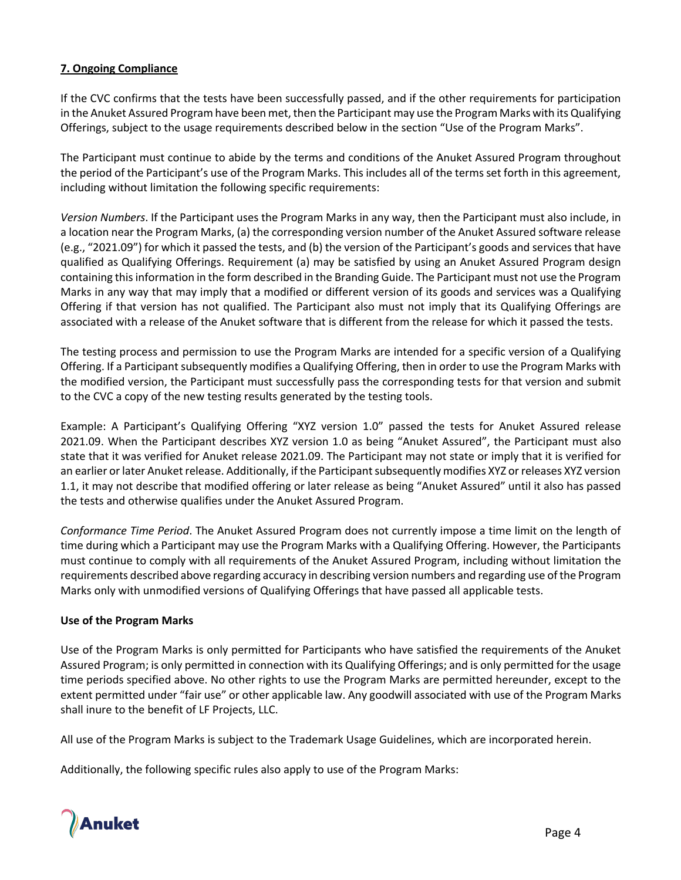## 7. Ongoing Compliance

If the CVC confirms that the tests have been successfully passed, and if the other requirements for participation in the Anuket Assured Program have been met, then the Participant may use the Program Marks with its Qualifying Offerings, subject to the usage requirements described below in the section "Use of the Program Marks".

The Participant must continue to abide by the terms and conditions of the Anuket Assured Program throughout the period of the Participant's use of the Program Marks. This includes all of the terms set forth in this agreement, including without limitation the following specific requirements:

*Version Numbers*. If the Participant uses the Program Marks in any way, then the Participant must also include, in a location near the Program Marks, (a) the corresponding version number of the Anuket Assured software release (e.g., "2021.09") for which it passed the tests, and (b) the version of the Participant's goods and services that have qualified as Qualifying Offerings. Requirement (a) may be satisfied by using an Anuket Assured Program design containing this information in the form described in the Branding Guide. The Participant must not use the Program Marks in any way that may imply that a modified or different version of its goods and services was a Qualifying Offering if that version has not qualified. The Participant also must not imply that its Qualifying Offerings are associated with a release of the Anuket software that is different from the release for which it passed the tests.

The testing process and permission to use the Program Marks are intended for a specific version of a Qualifying Offering. If a Participant subsequently modifies a Qualifying Offering, then in order to use the Program Marks with the modified version, the Participant must successfully pass the corresponding tests for that version and submit to the CVC a copy of the new testing results generated by the testing tools.

Example: A Participant's Qualifying Offering "XYZ version 1.0" passed the tests for Anuket Assured release 2021.09. When the Participant describes XYZ version 1.0 as being "Anuket Assured", the Participant must also state that it was verified for Anuket release 2021.09. The Participant may not state or imply that it is verified for an earlier or later Anuket release. Additionally, if the Participant subsequently modifies XYZ or releases XYZ version 1.1, it may not describe that modified offering or later release as being "Anuket Assured" until it also has passed the tests and otherwise qualifies under the Anuket Assured Program.

*Conformance Time Period*. The Anuket Assured Program does not currently impose a time limit on the length of time during which a Participant may use the Program Marks with a Qualifying Offering. However, the Participants must continue to comply with all requirements of the Anuket Assured Program, including without limitation the requirements described above regarding accuracy in describing version numbers and regarding use of the Program Marks only with unmodified versions of Qualifying Offerings that have passed all applicable tests.

### Use of the Program Marks

Use of the Program Marks is only permitted for Participants who have satisfied the requirements of the Anuket Assured Program; is only permitted in connection with its Qualifying Offerings; and is only permitted for the usage time periods specified above. No other rights to use the Program Marks are permitted hereunder, except to the extent permitted under "fair use" or other applicable law. Any goodwill associated with use of the Program Marks shall inure to the benefit of LF Projects, LLC.

All use of the Program Marks is subject to the Trademark Usage Guidelines, which are incorporated herein.

Additionally, the following specific rules also apply to use of the Program Marks: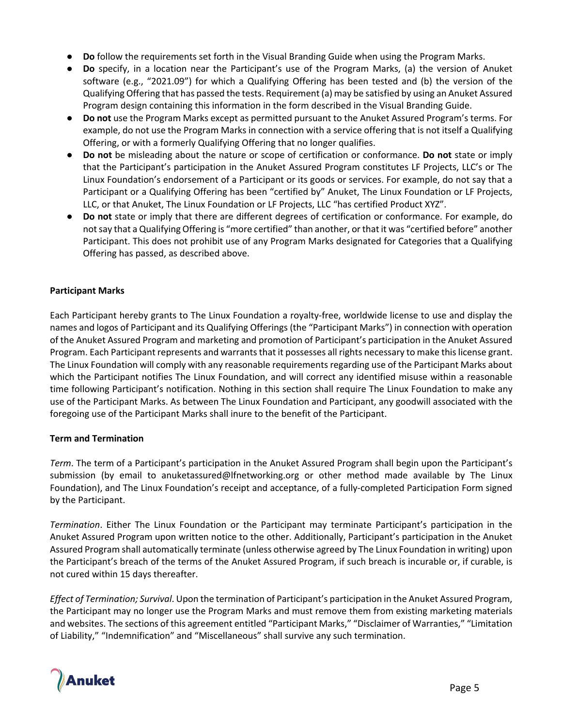- **Do** follow the requirements set forth in the Visual Branding Guide when using the Program Marks.
- **Do** specify, in a location near the Participant's use of the Program Marks, (a) the version of Anuket software (e.g., "2021.09") for which a Qualifying Offering has been tested and (b) the version of the Qualifying Offering that has passed the tests. Requirement (a) may be satisfied by using an Anuket Assured Program design containing this information in the form described in the Visual Branding Guide.
- **Do not** use the Program Marks except as permitted pursuant to the Anuket Assured Program's terms. For example, do not use the Program Marks in connection with a service offering that is not itself a Qualifying Offering, or with a formerly Qualifying Offering that no longer qualifies.
- **Do not** be misleading about the nature or scope of certification or conformance. **Do not** state or imply that the Participant's participation in the Anuket Assured Program constitutes LF Projects, LLC's or The Linux Foundation's endorsement of a Participant or its goods or services. For example, do not say that a Participant or a Qualifying Offering has been "certified by" Anuket, The Linux Foundation or LF Projects, LLC, or that Anuket, The Linux Foundation or LF Projects, LLC "has certified Product XYZ".
- **Do not** state or imply that there are different degrees of certification or conformance. For example, do not say that a Qualifying Offering is "more certified" than another, or that it was "certified before" another Participant. This does not prohibit use of any Program Marks designated for Categories that a Qualifying Offering has passed, as described above.

**Participant Marks**

Each Participant hereby grants to The Linux Foundation a royalty-free, worldwide license to use and display the names and logos of Participant and its Qualifying Offerings (the "Participant Marks") in connection with operation of the Anuket Assured Program and marketing and promotion of Participant's participation in the Anuket Assured Program. Each Participant represents and warrants that it possesses all rights necessary to make this license grant. The Linux Foundation will comply with any reasonable requirements regarding use of the Participant Marks about which the Participant notifies The Linux Foundation, and will correct any identified misuse within a reasonable time following Participant's notification. Nothing in this section shall require The Linux Foundation to make any use of the Participant Marks. As between The Linux Foundation and Participant, any goodwill associated with the foregoing use of the Participant Marks shall inure to the benefit of the Participant.

**Term and Termination**

*Term*. The term of a Participant's participation in the Anuket Assured Program shall begin upon the Participant's submission (by email to anuketassured@lfnetworking.org or other method made available by The Linux Foundation), and The Linux Foundation's receipt and acceptance, of a fully-completed Participation Form signed by the Participant.

*Termination*. Either The Linux Foundation or the Participant may terminate Participant's participation in the Anuket Assured Program upon written notice to the other. Additionally, Participant's participation in the Anuket Assured Program shall automatically terminate (unless otherwise agreed by The Linux Foundation in writing) upon the Participant's breach of the terms of the Anuket Assured Program, if such breach is incurable or, if curable, is not cured within 15 days thereafter.

*Effect of Termination; Survival*. Upon the termination of Participant's participation in the Anuket Assured Program, the Participant may no longer use the Program Marks and must remove them from existing marketing materials and websites. The sections of this agreement entitled "Participant Marks," "Disclaimer of Warranties," "Limitation of Liability," "Indemnification" and "Miscellaneous" shall survive any such termination.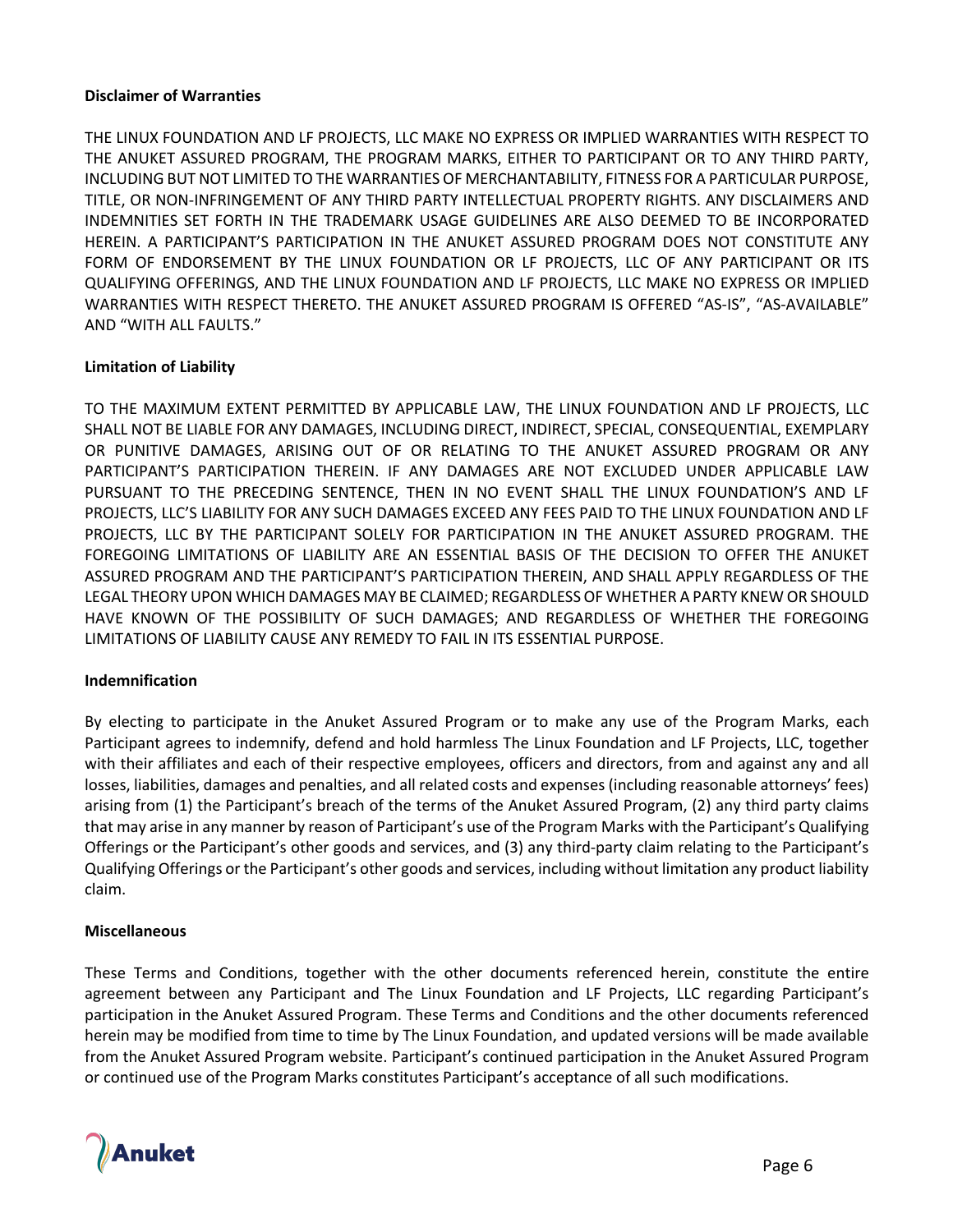**Disclaimer of Warranties**

THE LINUX FOUNDATION AND LF PROJECTS, LLC MAKE NO EXPRESS OR IMPLIED WARRANTIES WITH RESPECT TO THE ANUKET ASSURED PROGRAM, THE PROGRAM MARKS, EITHER TO PARTICIPANT OR TO ANY THIRD PARTY, INCLUDING BUT NOT LIMITED TO THE WARRANTIES OF MERCHANTABILITY, FITNESS FOR A PARTICULAR PURPOSE, TITLE, OR NON-INFRINGEMENT OF ANY THIRD PARTY INTELLECTUAL PROPERTY RIGHTS. ANY DISCLAIMERS AND INDEMNITIES SET FORTH IN THE TRADEMARK USAGE GUIDELINES ARE ALSO DEEMED TO BE INCORPORATED HEREIN. A PARTICIPANT'S PARTICIPATION IN THE ANUKET ASSURED PROGRAM DOES NOT CONSTITUTE ANY FORM OF ENDORSEMENT BY THE LINUX FOUNDATION OR LF PROJECTS, LLC OF ANY PARTICIPANT OR ITS QUALIFYING OFFERINGS, AND THE LINUX FOUNDATION AND LF PROJECTS, LLC MAKE NO EXPRESS OR IMPLIED WARRANTIES WITH RESPECT THERETO. THE ANUKET ASSURED PROGRAM IS OFFERED "AS-IS", "AS-AVAILABLE" AND "WITH ALL FAULTS."

**Limitation of Liability**

TO THE MAXIMUM EXTENT PERMITTED BY APPLICABLE LAW, THE LINUX FOUNDATION AND LF PROJECTS, LLC SHALL NOT BE LIABLE FOR ANY DAMAGES, INCLUDING DIRECT, INDIRECT, SPECIAL, CONSEQUENTIAL, EXEMPLARY OR PUNITIVE DAMAGES, ARISING OUT OF OR RELATING TO THE ANUKET ASSURED PROGRAM OR ANY PARTICIPANT'S PARTICIPATION THEREIN. IF ANY DAMAGES ARE NOT EXCLUDED UNDER APPLICABLE LAW PURSUANT TO THE PRECEDING SENTENCE, THEN IN NO EVENT SHALL THE LINUX FOUNDATION'S AND LF PROJECTS, LLC'S LIABILITY FOR ANY SUCH DAMAGES EXCEED ANY FEES PAID TO THE LINUX FOUNDATION AND LF PROJECTS, LLC BY THE PARTICIPANT SOLELY FOR PARTICIPATION IN THE ANUKET ASSURED PROGRAM. THE FOREGOING LIMITATIONS OF LIABILITY ARE AN ESSENTIAL BASIS OF THE DECISION TO OFFER THE ANUKET ASSURED PROGRAM AND THE PARTICIPANT'S PARTICIPATION THEREIN, AND SHALL APPLY REGARDLESS OF THE LEGAL THEORY UPON WHICH DAMAGES MAY BE CLAIMED; REGARDLESS OF WHETHER A PARTY KNEW OR SHOULD HAVE KNOWN OF THE POSSIBILITY OF SUCH DAMAGES; AND REGARDLESS OF WHETHER THE FOREGOING LIMITATIONS OF LIABILITY CAUSE ANY REMEDY TO FAIL IN ITS ESSENTIAL PURPOSE.

**Indemnification**

By electing to participate in the Anuket Assured Program or to make any use of the Program Marks, each Participant agrees to indemnify, defend and hold harmless The Linux Foundation and LF Projects, LLC, together with their affiliates and each of their respective employees, officers and directors, from and against any and all losses, liabilities, damages and penalties, and all related costs and expenses (including reasonable attorneys' fees) arising from (1) the Participant's breach of the terms of the Anuket Assured Program, (2) any third party claims that may arise in any manner by reason of Participant's use of the Program Marks with the Participant's Qualifying Offerings or the Participant's other goods and services, and (3) any third-party claim relating to the Participant's Qualifying Offerings or the Participant's other goods and services, including without limitation any product liability claim.

**Miscellaneous**

These Terms and Conditions, together with the other documents referenced herein, constitute the entire agreement between any Participant and The Linux Foundation and LF Projects, LLC regarding Participant's participation in the Anuket Assured Program. These Terms and Conditions and the other documents referenced herein may be modified from time to time by The Linux Foundation, and updated versions will be made available from the Anuket Assured Program website. Participant's continued participation in the Anuket Assured Program or continued use of the Program Marks constitutes Participant's acceptance of all such modifications.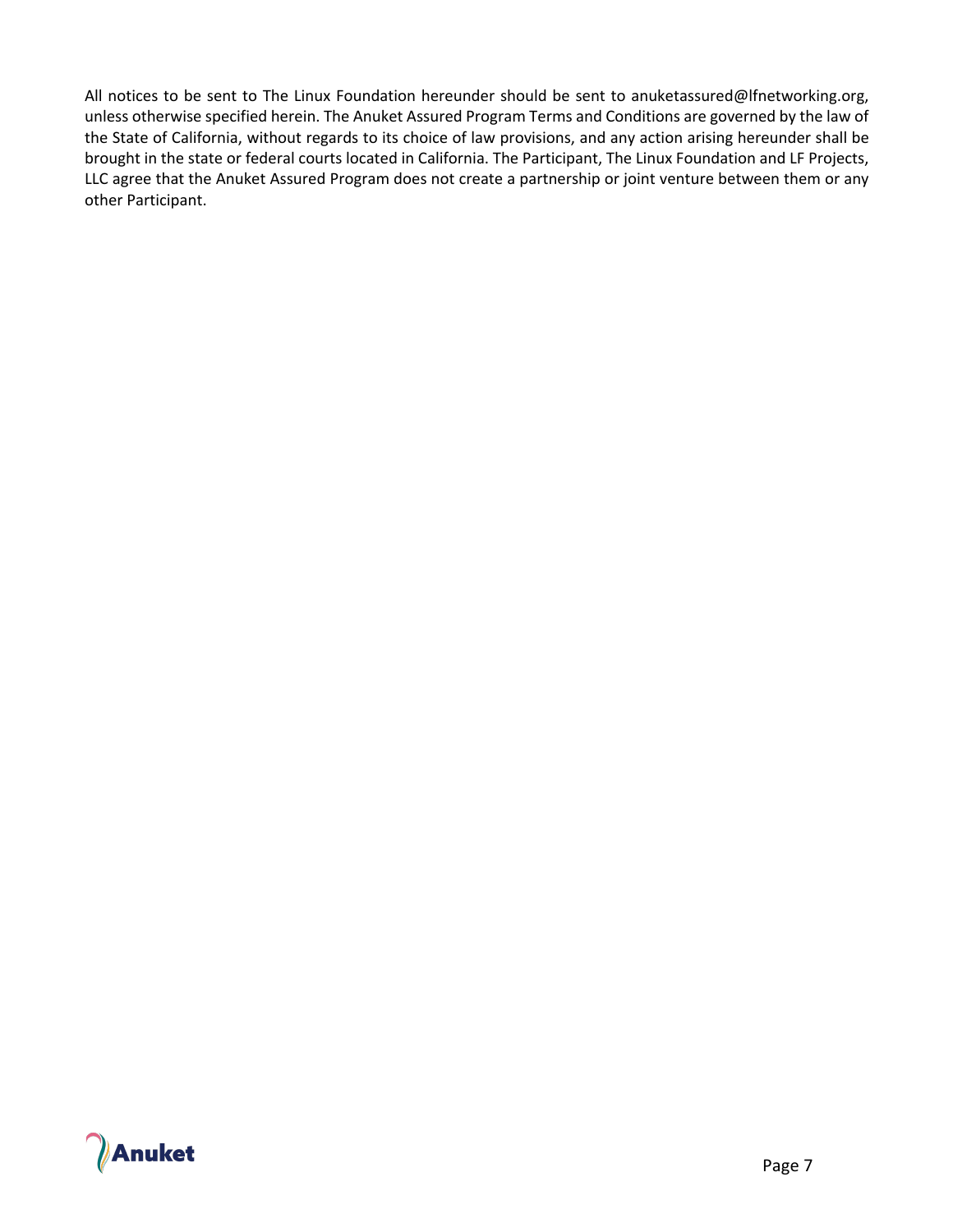All notices to be sent to The Linux Foundation hereunder should be sent to anuketassured@lfnetworking.org, unless otherwise specified herein. The Anuket Assured Program Terms and Conditions are governed by the law of the State of California, without regards to its choice of law provisions, and any action arising hereunder shall be brought in the state or federal courts located in California. The Participant, The Linux Foundation and LF Projects, LLC agree that the Anuket Assured Program does not create a partnership or joint venture between them or any other Participant.